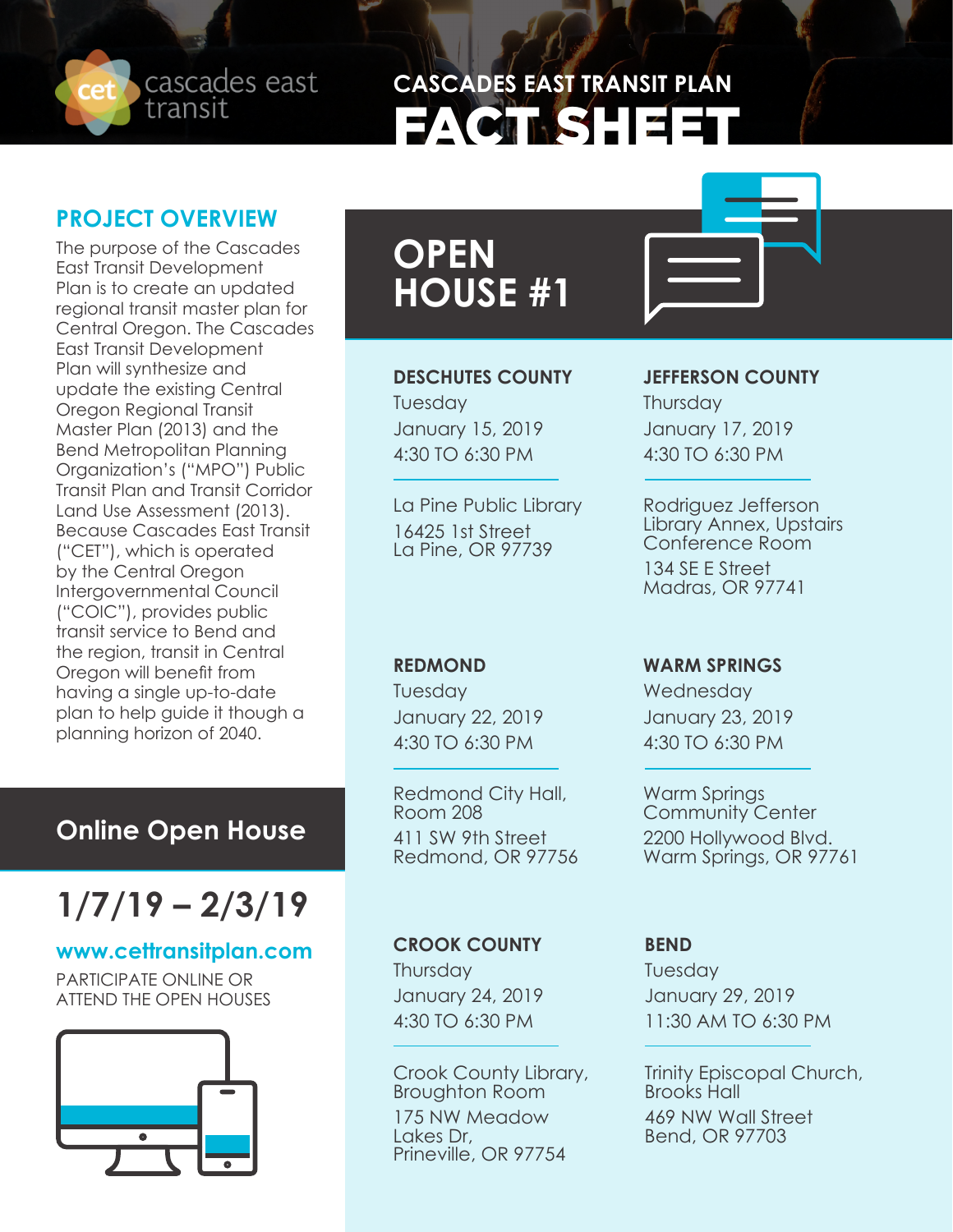cascades east transit

# CASCADES EAST TRANSIT PLAN FACT SHEET

## PROJECT OVERVIEW

The purpose of the Cascades East Transit Development Plan is to create an updated regional transit master plan for Central Oregon. The Cascades East Transit Development Plan will synthesize and update the existing Central Oregon Regional Transit Master Plan (2013) and the Bend Metropolitan Planning Organization's ("MPO") Public Transit Plan and Transit Corridor Land Use Assessment (2013). Because Cascades East Transit ("CET"), which is operated by the Central Oregon Intergovernmental Council ("COIC"), provides public transit service to Bend and the region, transit in Central Oregon will benefit from having a single up-to-date plan to help guide it though a planning horizon of 2040.

## Online Open House

# 1/7/19 – 2/3/19

**www.cettransitplan.com**

PARTICIPATE ONLINE OR ATTEND THE OPEN HOUSES

## OPEN HOUSE #1

**DESCHUTES COUNTY**
Tuesday
January 15, 2019
4:30 TO 6:30 PM

La Pine Public Library
16425 1st Street
La Pine, OR 97739

**JEFFERSON COUNTY**
Thursday
January 17, 2019
4:30 TO 6:30 PM

Rodriguez Jefferson Library Annex, Upstairs Conference Room
134 SE E Street
Madras, OR 97741

**REDMOND**
Tuesday
January 22, 2019
4:30 TO 6:30 PM

Redmond City Hall, Room 208
411 SW 9th Street
Redmond, OR 97756

**WARM SPRINGS**
Wednesday
January 23, 2019
4:30 TO 6:30 PM

Warm Springs Community Center
2200 Hollywood Blvd.
Warm Springs, OR 97761

**CROOK COUNTY**
Thursday
January 24, 2019
4:30 TO 6:30 PM

Crook County Library, Broughton Room
175 NW Meadow Lakes Dr,
Prineville, OR 97754

**BEND**
Tuesday
January 29, 2019
11:30 AM TO 6:30 PM

Trinity Episcopal Church, Brooks Hall
469 NW Wall Street
Bend, OR 97703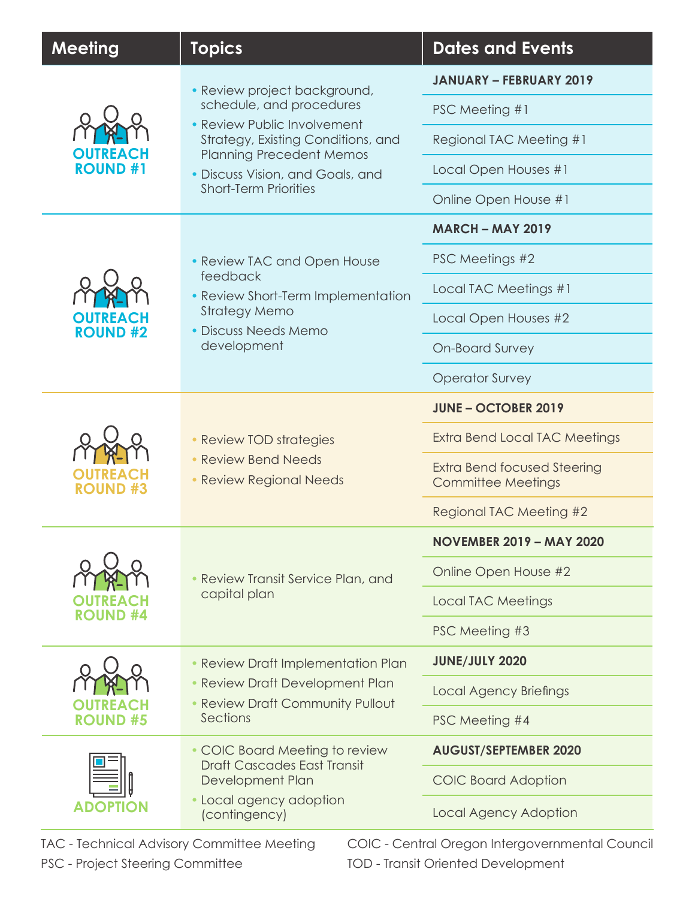| Meeting | Topics | Dates and Events |
|---|---|---|
| OUTREACH ROUND #1 | • Review project background, schedule, and procedures<br>• Review Public Involvement Strategy, Existing Conditions, and Planning Precedent Memos<br>• Discuss Vision, and Goals, and Short-Term Priorities | **JANUARY – FEBRUARY 2019**<br>PSC Meeting #1<br>Regional TAC Meeting #1<br>Local Open Houses #1<br>Online Open House #1 |
| OUTREACH ROUND #2 | • Review TAC and Open House feedback<br>• Review Short-Term Implementation Strategy Memo<br>• Discuss Needs Memo development | **MARCH – MAY 2019**<br>PSC Meetings #2<br>Local TAC Meetings #1<br>Local Open Houses #2<br>On-Board Survey<br>Operator Survey |
| OUTREACH ROUND #3 | • Review TOD strategies<br>• Review Bend Needs<br>• Review Regional Needs | **JUNE – OCTOBER 2019**<br>Extra Bend Local TAC Meetings<br>Extra Bend focused Steering Committee Meetings<br>Regional TAC Meeting #2 |
| OUTREACH ROUND #4 | • Review Transit Service Plan, and capital plan | **NOVEMBER 2019 – MAY 2020**<br>Online Open House #2<br>Local TAC Meetings<br>PSC Meeting #3 |
| OUTREACH ROUND #5 | • Review Draft Implementation Plan<br>• Review Draft Development Plan<br>• Review Draft Community Pullout Sections | **JUNE/JULY 2020**<br>Local Agency Briefings<br>PSC Meeting #4 |
| ADOPTION | • COIC Board Meeting to review Draft Cascades East Transit Development Plan<br>• Local agency adoption (contingency) | **AUGUST/SEPTEMBER 2020**<br>COIC Board Adoption<br>Local Agency Adoption |

TAC - Technical Advisory Committee Meeting
PSC - Project Steering Committee
COIC - Central Oregon Intergovernmental Council
TOD - Transit Oriented Development